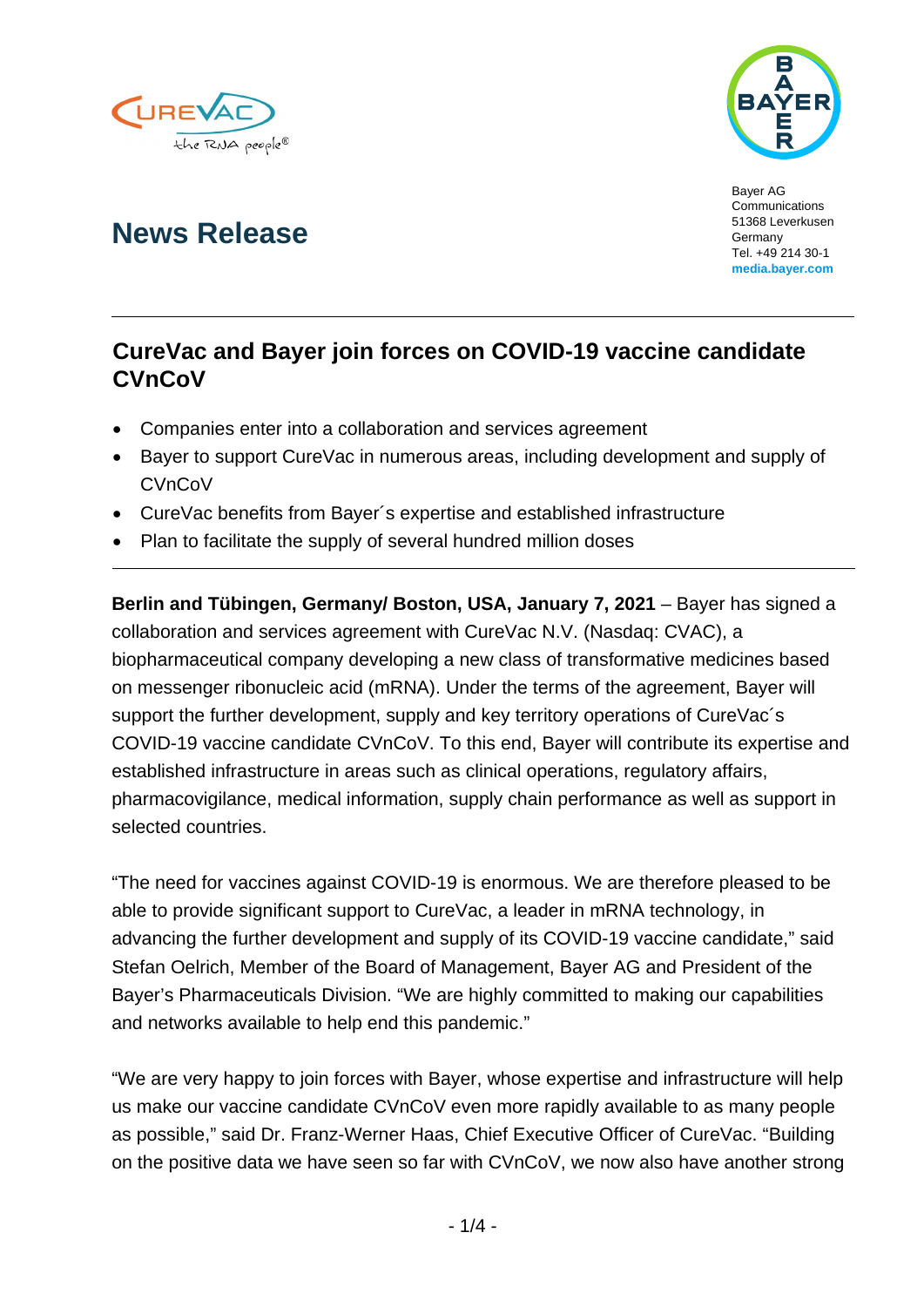# News Release

Bayer AG
Communications
51368 Leverkusen
Germany
Tel. +49 214 30-1
**media.bayer.com**

## CureVac and Bayer join forces on COVID-19 vaccine candidate CVnCoV

- Companies enter into a collaboration and services agreement
- Bayer to support CureVac in numerous areas, including development and supply of CVnCoV
- CureVac benefits from Bayer´s expertise and established infrastructure
- Plan to facilitate the supply of several hundred million doses

**Berlin and Tübingen, Germany/ Boston, USA, January 7, 2021** – Bayer has signed a collaboration and services agreement with CureVac N.V. (Nasdaq: CVAC), a biopharmaceutical company developing a new class of transformative medicines based on messenger ribonucleic acid (mRNA). Under the terms of the agreement, Bayer will support the further development, supply and key territory operations of CureVac´s COVID-19 vaccine candidate CVnCoV. To this end, Bayer will contribute its expertise and established infrastructure in areas such as clinical operations, regulatory affairs, pharmacovigilance, medical information, supply chain performance as well as support in selected countries.

"The need for vaccines against COVID-19 is enormous. We are therefore pleased to be able to provide significant support to CureVac, a leader in mRNA technology, in advancing the further development and supply of its COVID-19 vaccine candidate," said Stefan Oelrich, Member of the Board of Management, Bayer AG and President of the Bayer's Pharmaceuticals Division. "We are highly committed to making our capabilities and networks available to help end this pandemic."

"We are very happy to join forces with Bayer, whose expertise and infrastructure will help us make our vaccine candidate CVnCoV even more rapidly available to as many people as possible," said Dr. Franz-Werner Haas, Chief Executive Officer of CureVac. "Building on the positive data we have seen so far with CVnCoV, we now also have another strong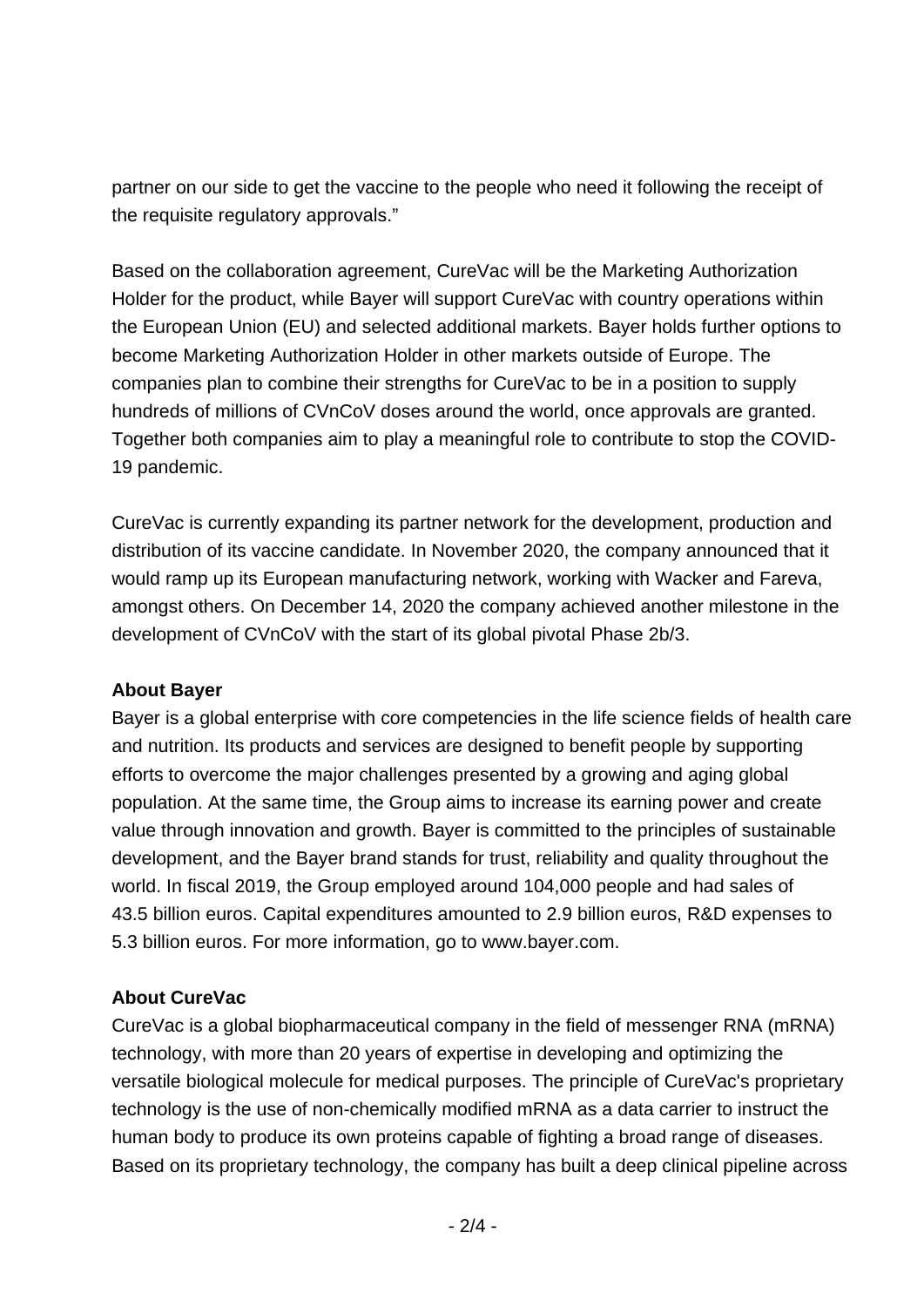partner on our side to get the vaccine to the people who need it following the receipt of the requisite regulatory approvals."

Based on the collaboration agreement, CureVac will be the Marketing Authorization Holder for the product, while Bayer will support CureVac with country operations within the European Union (EU) and selected additional markets. Bayer holds further options to become Marketing Authorization Holder in other markets outside of Europe. The companies plan to combine their strengths for CureVac to be in a position to supply hundreds of millions of CVnCoV doses around the world, once approvals are granted. Together both companies aim to play a meaningful role to contribute to stop the COVID-19 pandemic.

CureVac is currently expanding its partner network for the development, production and distribution of its vaccine candidate. In November 2020, the company announced that it would ramp up its European manufacturing network, working with Wacker and Fareva, amongst others. On December 14, 2020 the company achieved another milestone in the development of CVnCoV with the start of its global pivotal Phase 2b/3.

**About Bayer**

Bayer is a global enterprise with core competencies in the life science fields of health care and nutrition. Its products and services are designed to benefit people by supporting efforts to overcome the major challenges presented by a growing and aging global population. At the same time, the Group aims to increase its earning power and create value through innovation and growth. Bayer is committed to the principles of sustainable development, and the Bayer brand stands for trust, reliability and quality throughout the world. In fiscal 2019, the Group employed around 104,000 people and had sales of 43.5 billion euros. Capital expenditures amounted to 2.9 billion euros, R&D expenses to 5.3 billion euros. For more information, go to www.bayer.com.

**About CureVac**

CureVac is a global biopharmaceutical company in the field of messenger RNA (mRNA) technology, with more than 20 years of expertise in developing and optimizing the versatile biological molecule for medical purposes. The principle of CureVac's proprietary technology is the use of non-chemically modified mRNA as a data carrier to instruct the human body to produce its own proteins capable of fighting a broad range of diseases. Based on its proprietary technology, the company has built a deep clinical pipeline across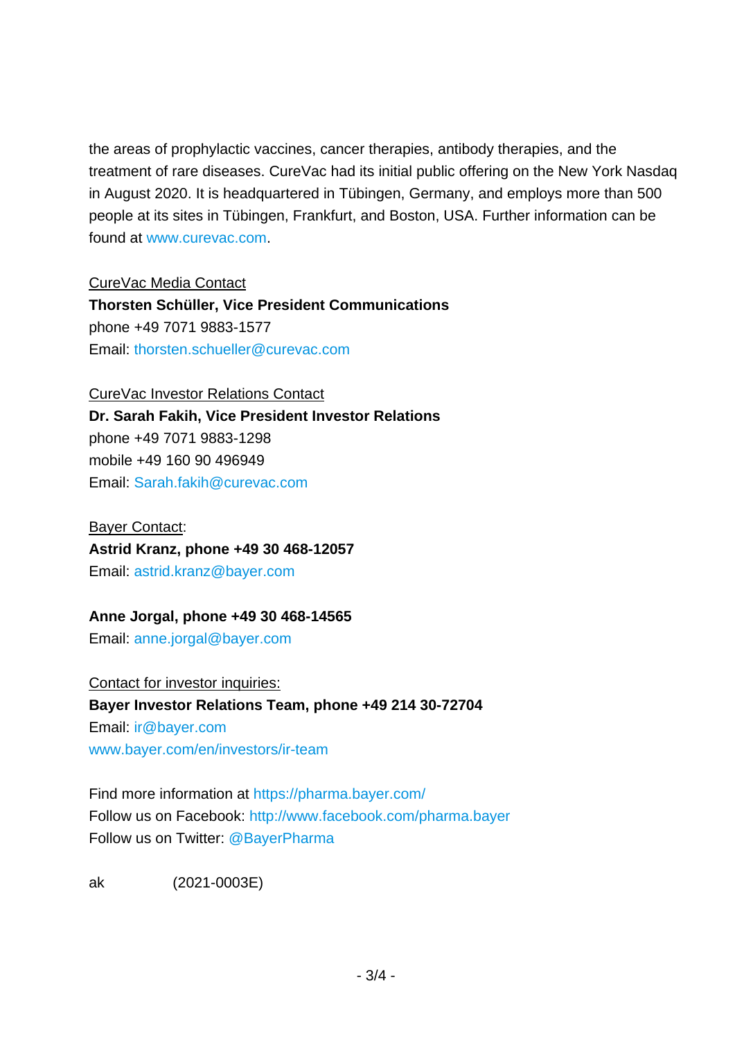the areas of prophylactic vaccines, cancer therapies, antibody therapies, and the treatment of rare diseases. CureVac had its initial public offering on the New York Nasdaq in August 2020. It is headquartered in Tübingen, Germany, and employs more than 500 people at its sites in Tübingen, Frankfurt, and Boston, USA. Further information can be found at www.curevac.com.

CureVac Media Contact
**Thorsten Schüller, Vice President Communications**
phone +49 7071 9883-1577
Email: thorsten.schueller@curevac.com

CureVac Investor Relations Contact
**Dr. Sarah Fakih, Vice President Investor Relations**
phone +49 7071 9883-1298
mobile +49 160 90 496949
Email: Sarah.fakih@curevac.com

Bayer Contact:
**Astrid Kranz, phone +49 30 468-12057**
Email: astrid.kranz@bayer.com

**Anne Jorgal, phone +49 30 468-14565**
Email: anne.jorgal@bayer.com

Contact for investor inquiries:
**Bayer Investor Relations Team, phone +49 214 30-72704**
Email: ir@bayer.com
www.bayer.com/en/investors/ir-team

Find more information at https://pharma.bayer.com/
Follow us on Facebook: http://www.facebook.com/pharma.bayer
Follow us on Twitter: @BayerPharma

ak (2021-0003E)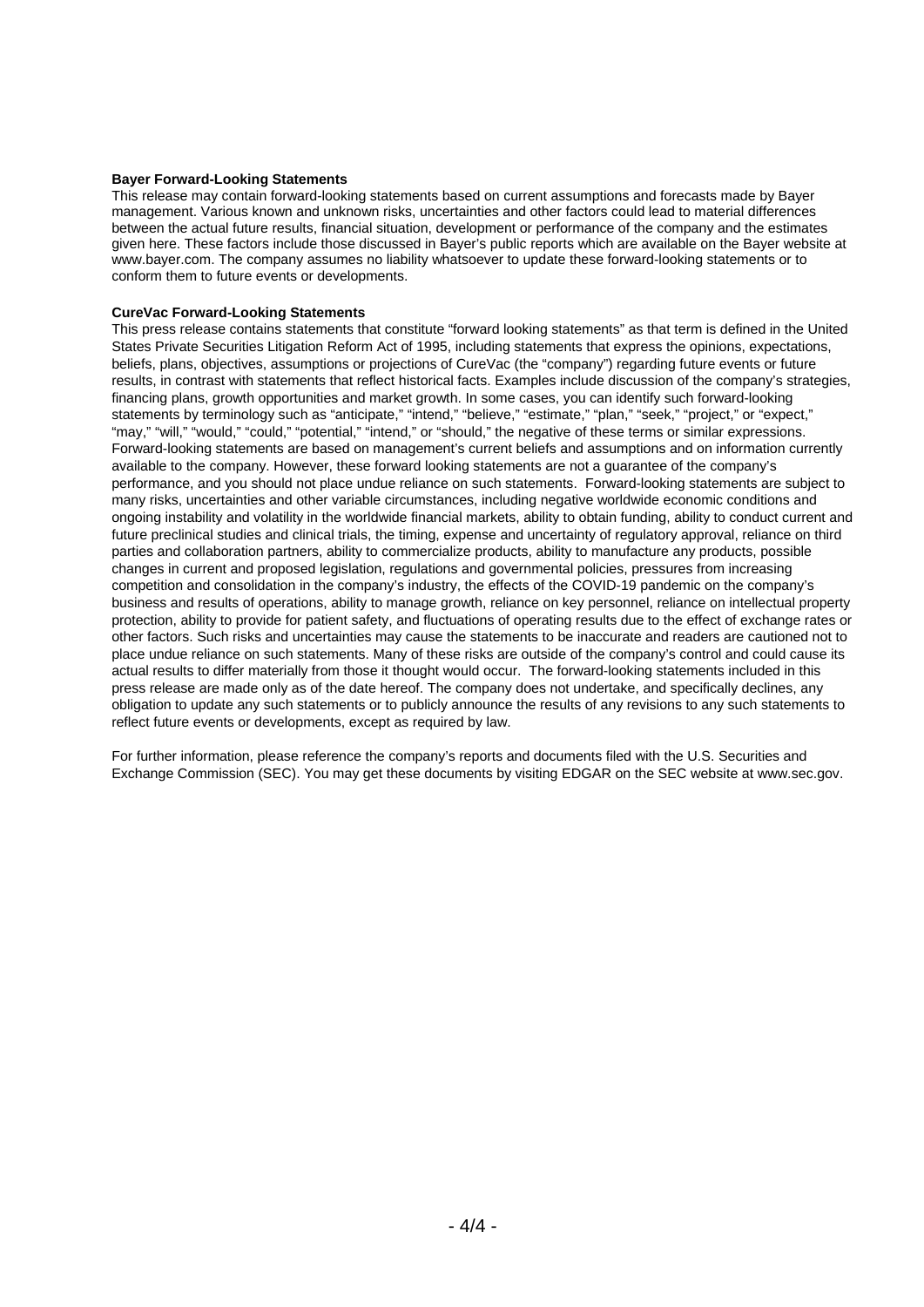**Bayer Forward-Looking Statements**

This release may contain forward-looking statements based on current assumptions and forecasts made by Bayer management. Various known and unknown risks, uncertainties and other factors could lead to material differences between the actual future results, financial situation, development or performance of the company and the estimates given here. These factors include those discussed in Bayer's public reports which are available on the Bayer website at www.bayer.com. The company assumes no liability whatsoever to update these forward-looking statements or to conform them to future events or developments.

**CureVac Forward-Looking Statements**

This press release contains statements that constitute "forward looking statements" as that term is defined in the United States Private Securities Litigation Reform Act of 1995, including statements that express the opinions, expectations, beliefs, plans, objectives, assumptions or projections of CureVac (the "company") regarding future events or future results, in contrast with statements that reflect historical facts. Examples include discussion of the company's strategies, financing plans, growth opportunities and market growth. In some cases, you can identify such forward-looking statements by terminology such as "anticipate," "intend," "believe," "estimate," "plan," "seek," "project," or "expect," "may," "will," "would," "could," "potential," "intend," or "should," the negative of these terms or similar expressions. Forward-looking statements are based on management's current beliefs and assumptions and on information currently available to the company. However, these forward looking statements are not a guarantee of the company's performance, and you should not place undue reliance on such statements. Forward-looking statements are subject to many risks, uncertainties and other variable circumstances, including negative worldwide economic conditions and ongoing instability and volatility in the worldwide financial markets, ability to obtain funding, ability to conduct current and future preclinical studies and clinical trials, the timing, expense and uncertainty of regulatory approval, reliance on third parties and collaboration partners, ability to commercialize products, ability to manufacture any products, possible changes in current and proposed legislation, regulations and governmental policies, pressures from increasing competition and consolidation in the company's industry, the effects of the COVID-19 pandemic on the company's business and results of operations, ability to manage growth, reliance on key personnel, reliance on intellectual property protection, ability to provide for patient safety, and fluctuations of operating results due to the effect of exchange rates or other factors. Such risks and uncertainties may cause the statements to be inaccurate and readers are cautioned not to place undue reliance on such statements. Many of these risks are outside of the company's control and could cause its actual results to differ materially from those it thought would occur. The forward-looking statements included in this press release are made only as of the date hereof. The company does not undertake, and specifically declines, any obligation to update any such statements or to publicly announce the results of any revisions to any such statements to reflect future events or developments, except as required by law.

For further information, please reference the company's reports and documents filed with the U.S. Securities and Exchange Commission (SEC). You may get these documents by visiting EDGAR on the SEC website at www.sec.gov.